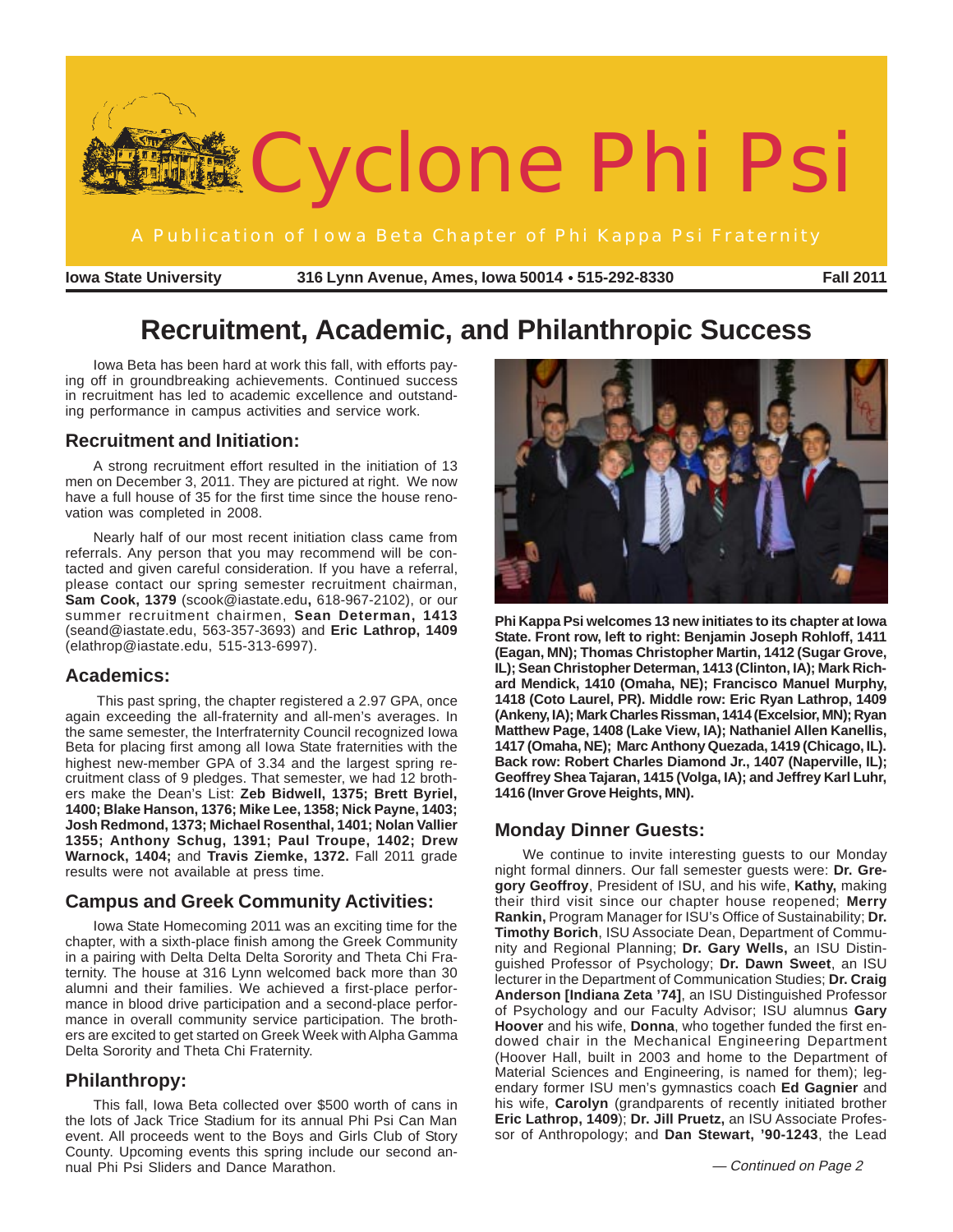# Cyclone Phi Psi

A Publication of Iowa Beta Chapter of Phi Kappa Psi Fraternity

**Iowa State University** **316 Lynn Avenue, Ames, Iowa 50014 • 515-292-8330** **Fall 2011**

## Recruitment, Academic, and Philanthropic Success

Iowa Beta has been hard at work this fall, with efforts paying off in groundbreaking achievements. Continued success in recruitment has led to academic excellence and outstanding performance in campus activities and service work.

### Recruitment and Initiation:

A strong recruitment effort resulted in the initiation of 13 men on December 3, 2011. They are pictured at right. We now have a full house of 35 for the first time since the house renovation was completed in 2008.

Nearly half of our most recent initiation class came from referrals. Any person that you may recommend will be contacted and given careful consideration. If you have a referral, please contact our spring semester recruitment chairman, **Sam Cook, 1379** (scook@iastate.edu**,** 618-967-2102), or our summer recruitment chairmen, **Sean Determan, 1413** (seand@iastate.edu, 563-357-3693) and **Eric Lathrop, 1409** (elathrop@iastate.edu, 515-313-6997).

### Academics:

This past spring, the chapter registered a 2.97 GPA, once again exceeding the all-fraternity and all-men's averages. In the same semester, the Interfraternity Council recognized Iowa Beta for placing first among all Iowa State fraternities with the highest new-member GPA of 3.34 and the largest spring recruitment class of 9 pledges. That semester, we had 12 brothers make the Dean's List: **Zeb Bidwell, 1375; Brett Byriel, 1400; Blake Hanson, 1376; Mike Lee, 1358; Nick Payne, 1403; Josh Redmond, 1373; Michael Rosenthal, 1401; Nolan Vallier 1355; Anthony Schug, 1391; Paul Troupe, 1402; Drew Warnock, 1404;** and **Travis Ziemke, 1372.** Fall 2011 grade results were not available at press time.

### Campus and Greek Community Activities:

Iowa State Homecoming 2011 was an exciting time for the chapter, with a sixth-place finish among the Greek Community in a pairing with Delta Delta Delta Sorority and Theta Chi Fraternity. The house at 316 Lynn welcomed back more than 30 alumni and their families. We achieved a first-place performance in blood drive participation and a second-place performance in overall community service participation. The brothers are excited to get started on Greek Week with Alpha Gamma Delta Sorority and Theta Chi Fraternity.

### Philanthropy:

This fall, Iowa Beta collected over $500 worth of cans in the lots of Jack Trice Stadium for its annual Phi Psi Can Man event. All proceeds went to the Boys and Girls Club of Story County. Upcoming events this spring include our second annual Phi Psi Sliders and Dance Marathon.

**Phi Kappa Psi welcomes 13 new initiates to its chapter at Iowa State. Front row, left to right: Benjamin Joseph Rohloff, 1411 (Eagan, MN); Thomas Christopher Martin, 1412 (Sugar Grove, IL); Sean Christopher Determan, 1413 (Clinton, IA); Mark Richard Mendick, 1410 (Omaha, NE); Francisco Manuel Murphy, 1418 (Coto Laurel, PR). Middle row: Eric Ryan Lathrop, 1409 (Ankeny, IA); Mark Charles Rissman, 1414 (Excelsior, MN); Ryan Matthew Page, 1408 (Lake View, IA); Nathaniel Allen Kanellis, 1417 (Omaha, NE); Marc Anthony Quezada, 1419 (Chicago, IL). Back row: Robert Charles Diamond Jr., 1407 (Naperville, IL); Geoffrey Shea Tajaran, 1415 (Volga, IA); and Jeffrey Karl Luhr, 1416 (Inver Grove Heights, MN).**

### Monday Dinner Guests:

We continue to invite interesting guests to our Monday night formal dinners. Our fall semester guests were: **Dr. Gregory Geoffroy**, President of ISU, and his wife, **Kathy,** making their third visit since our chapter house reopened; **Merry Rankin,** Program Manager for ISU's Office of Sustainability; **Dr. Timothy Borich**, ISU Associate Dean, Department of Community and Regional Planning; **Dr. Gary Wells,** an ISU Distinguished Professor of Psychology; **Dr. Dawn Sweet**, an ISU lecturer in the Department of Communication Studies; **Dr. Craig Anderson [Indiana Zeta '74]**, an ISU Distinguished Professor of Psychology and our Faculty Advisor; ISU alumnus **Gary Hoover** and his wife, **Donna**, who together funded the first endowed chair in the Mechanical Engineering Department (Hoover Hall, built in 2003 and home to the Department of Material Sciences and Engineering, is named for them); legendary former ISU men's gymnastics coach **Ed Gagnier** and his wife, **Carolyn** (grandparents of recently initiated brother **Eric Lathrop, 1409**); **Dr. Jill Pruetz,** an ISU Associate Professor of Anthropology; and **Dan Stewart, '90-1243**, the Lead

*— Continued on Page 2*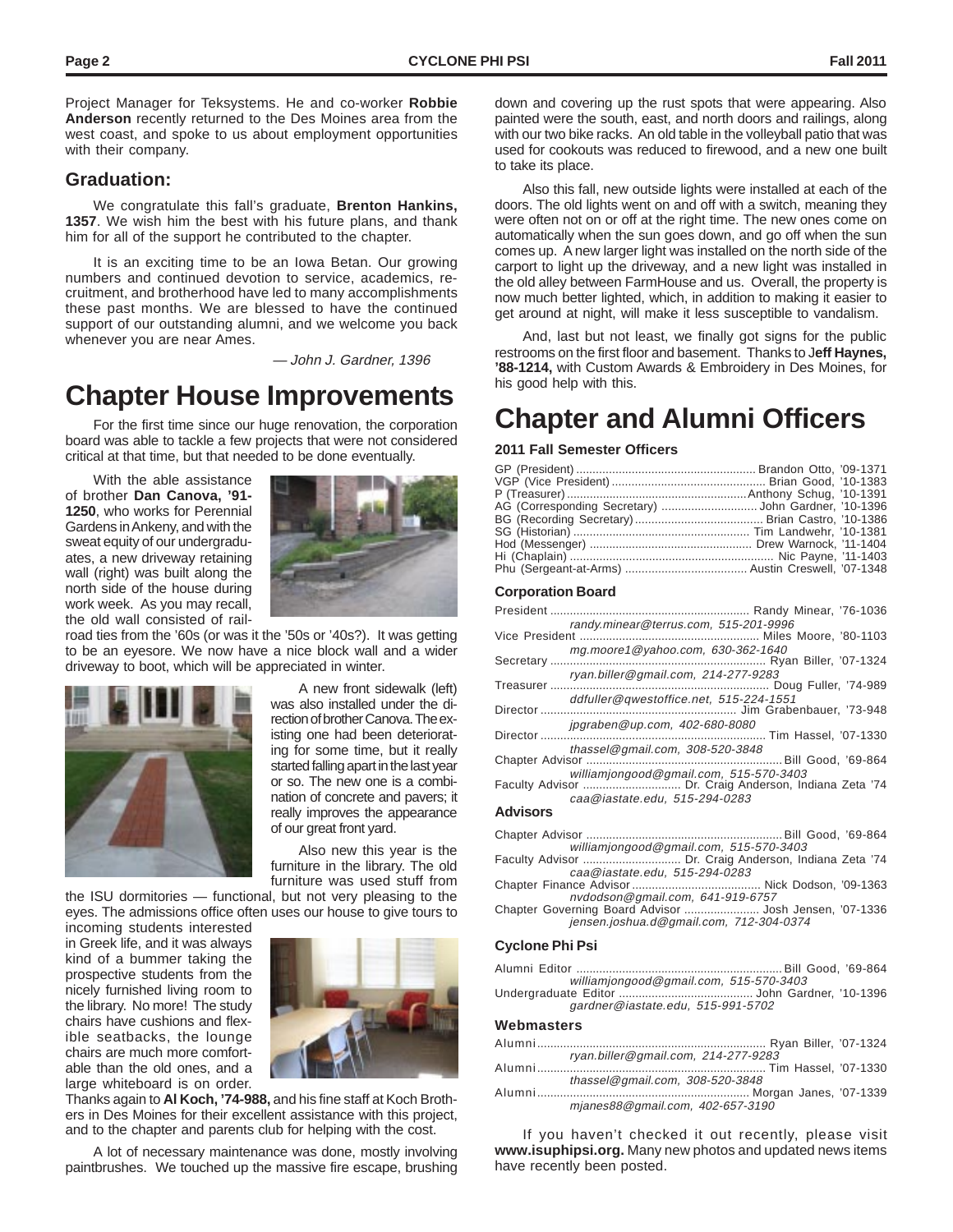Project Manager for Teksystems. He and co-worker **Robbie Anderson** recently returned to the Des Moines area from the west coast, and spoke to us about employment opportunities with their company.

### Graduation:

We congratulate this fall's graduate, **Brenton Hankins, 1357**. We wish him the best with his future plans, and thank him for all of the support he contributed to the chapter.

It is an exciting time to be an Iowa Betan. Our growing numbers and continued devotion to service, academics, recruitment, and brotherhood have led to many accomplishments these past months. We are blessed to have the continued support of our outstanding alumni, and we welcome you back whenever you are near Ames.

*— John J. Gardner, 1396*

# Chapter House Improvements

For the first time since our huge renovation, the corporation board was able to tackle a few projects that were not considered critical at that time, but that needed to be done eventually.

With the able assistance of brother **Dan Canova, '91-1250**, who works for Perennial Gardens in Ankeny, and with the sweat equity of our undergraduates, a new driveway retaining wall (right) was built along the north side of the house during work week. As you may recall, the old wall consisted of railroad ties from the '60s (or was it the '50s or '40s?). It was getting to be an eyesore. We now have a nice block wall and a wider driveway to boot, which will be appreciated in winter.

A new front sidewalk (left) was also installed under the direction of brother Canova. The existing one had been deteriorating for some time, but it really started falling apart in the last year or so. The new one is a combination of concrete and pavers; it really improves the appearance of our great front yard.

Also new this year is the furniture in the library. The old furniture was used stuff from the ISU dormitories — functional, but not very pleasing to the eyes. The admissions office often uses our house to give tours to incoming students interested in Greek life, and it was always kind of a bummer taking the prospective students from the nicely furnished living room to the library. No more! The study chairs have cushions and flexible seatbacks, the lounge chairs are much more comfortable than the old ones, and a large whiteboard is on order. Thanks again to **Al Koch, '74-988,** and his fine staff at Koch Brothers in Des Moines for their excellent assistance with this project, and to the chapter and parents club for helping with the cost.

A lot of necessary maintenance was done, mostly involving paintbrushes. We touched up the massive fire escape, brushing down and covering up the rust spots that were appearing. Also painted were the south, east, and north doors and railings, along with our two bike racks. An old table in the volleyball patio that was used for cookouts was reduced to firewood, and a new one built to take its place.

Also this fall, new outside lights were installed at each of the doors. The old lights went on and off with a switch, meaning they were often not on or off at the right time. The new ones come on automatically when the sun goes down, and go off when the sun comes up. A new larger light was installed on the north side of the carport to light up the driveway, and a new light was installed in the old alley between FarmHouse and us. Overall, the property is now much better lighted, which, in addition to making it easier to get around at night, will make it less susceptible to vandalism.

And, last but not least, we finally got signs for the public restrooms on the first floor and basement. Thanks to **Jeff Haynes, '88-1214,** with Custom Awards & Embroidery in Des Moines, for his good help with this.

# Chapter and Alumni Officers

### 2011 Fall Semester Officers

GP (President) ...... Brandon Otto, '09-1371
VGP (Vice President) ...... Brian Good, '10-1383
P (Treasurer) ...... Anthony Schug, '10-1391
AG (Corresponding Secretary) ...... John Gardner, '10-1396
BG (Recording Secretary) ...... Brian Castro, '10-1386
SG (Historian) ...... Tim Landwehr, '10-1381
Hod (Messenger) ...... Drew Warnock, '11-1404
Hi (Chaplain) ...... Nic Payne, '11-1403
Phu (Sergeant-at-Arms) ...... Austin Creswell, '07-1348

### Corporation Board

President ...... Randy Minear, '76-1036
*randy.minear@terrus.com, 515-201-9996*
Vice President ...... Miles Moore, '80-1103
*mg.moore1@yahoo.com, 630-362-1640*
Secretary ...... Ryan Biller, '07-1324
*ryan.biller@gmail.com, 214-277-9283*
Treasurer ...... Doug Fuller, '74-989
*ddfuller@qwestoffice.net, 515-224-1551*
Director ...... Jim Grabenbauer, '73-948
*jpgraben@up.com, 402-680-8080*
Director ...... Tim Hassel, '07-1330
*thassel@gmail.com, 308-520-3848*
Chapter Advisor ...... Bill Good, '69-864
*williamjongood@gmail.com, 515-570-3403*
Faculty Advisor ...... Dr. Craig Anderson, Indiana Zeta '74
*caa@iastate.edu, 515-294-0283*

### Advisors

Chapter Advisor ...... Bill Good, '69-864
*williamjongood@gmail.com, 515-570-3403*
Faculty Advisor ...... Dr. Craig Anderson, Indiana Zeta '74
*caa@iastate.edu, 515-294-0283*
Chapter Finance Advisor ...... Nick Dodson, '09-1363
*nvdodson@gmail.com, 641-919-6757*
Chapter Governing Board Advisor ...... Josh Jensen, '07-1336
*jensen.joshua.d@gmail.com, 712-304-0374*

### Cyclone Phi Psi

Alumni Editor ...... Bill Good, '69-864
*williamjongood@gmail.com, 515-570-3403*
Undergraduate Editor ...... John Gardner, '10-1396
*gardner@iastate.edu, 515-991-5702*

### Webmasters

Alumni ...... Ryan Biller, '07-1324
*ryan.biller@gmail.com, 214-277-9283*
Alumni ...... Tim Hassel, '07-1330
*thassel@gmail.com, 308-520-3848*
Alumni ...... Morgan Janes, '07-1339
*mjanes88@gmail.com, 402-657-3190*

If you haven't checked it out recently, please visit **www.isuphipsi.org.** Many new photos and updated news items have recently been posted.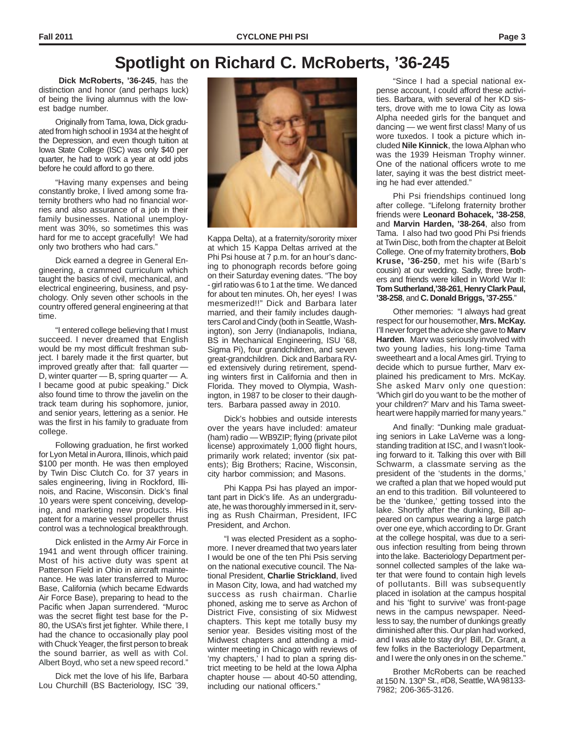# Spotlight on Richard C. McRoberts, '36-245

**Dick McRoberts, '36-245**, has the distinction and honor (and perhaps luck) of being the living alumnus with the lowest badge number.

Originally from Tama, Iowa, Dick graduated from high school in 1934 at the height of the Depression, and even though tuition at Iowa State College (ISC) was only $40 per quarter, he had to work a year at odd jobs before he could afford to go there.

"Having many expenses and being constantly broke, I lived among some fraternity brothers who had no financial worries and also assurance of a job in their family businesses. National unemployment was 30%, so sometimes this was hard for me to accept gracefully! We had only two brothers who had cars."

Dick earned a degree in General Engineering, a crammed curriculum which taught the basics of civil, mechanical, and electrical engineering, business, and psychology. Only seven other schools in the country offered general engineering at that time.

"I entered college believing that I must succeed. I never dreamed that English would be my most difficult freshman subject. I barely made it the first quarter, but improved greatly after that: fall quarter — D, winter quarter — B, spring quarter — A. I became good at pubic speaking." Dick also found time to throw the javelin on the track team during his sophomore, junior, and senior years, lettering as a senior. He was the first in his family to graduate from college.

Following graduation, he first worked for Lyon Metal in Aurora, Illinois, which paid $100 per month. He was then employed by Twin Disc Clutch Co. for 37 years in sales engineering, living in Rockford, Illinois, and Racine, Wisconsin. Dick's final 10 years were spent conceiving, developing, and marketing new products. His patent for a marine vessel propeller thrust control was a technological breakthrough.

Dick enlisted in the Army Air Force in 1941 and went through officer training. Most of his active duty was spent at Patterson Field in Ohio in aircraft maintenance. He was later transferred to Muroc Base, California (which became Edwards Air Force Base), preparing to head to the Pacific when Japan surrendered. "Muroc was the secret flight test base for the P-80, the USA's first jet fighter. While there, I had the chance to occasionally play pool with Chuck Yeager, the first person to break the sound barrier, as well as with Col. Albert Boyd, who set a new speed record."

Dick met the love of his life, Barbara Lou Churchill (BS Bacteriology, ISC '39, Kappa Delta), at a fraternity/sorority mixer at which 15 Kappa Deltas arrived at the Phi Psi house at 7 p.m. for an hour's dancing to phonograph records before going on their Saturday evening dates. "The boy - girl ratio was 6 to 1 at the time. We danced for about ten minutes. Oh, her eyes! I was mesmerized!!" Dick and Barbara later married, and their family includes daughters Carol and Cindy (both in Seattle, Washington), son Jerry (Indianapolis, Indiana, BS in Mechanical Engineering, ISU '68, Sigma Pi), four grandchildren, and seven great-grandchildren. Dick and Barbara RVed extensively during retirement, spending winters first in California and then in Florida. They moved to Olympia, Washington, in 1987 to be closer to their daughters. Barbara passed away in 2010.

Dick's hobbies and outside interests over the years have included: amateur (ham) radio — WB9ZIP; flying (private pilot license) approximately 1,000 flight hours, primarily work related; inventor (six patents); Big Brothers; Racine, Wisconsin, city harbor commission; and Masons.

Phi Kappa Psi has played an important part in Dick's life. As an undergraduate, he was thoroughly immersed in it, serving as Rush Chairman, President, IFC President, and Archon.

"I was elected President as a sophomore. I never dreamed that two years later I would be one of the ten Phi Psis serving on the national executive council. The National President, **Charlie Strickland**, lived in Mason City, Iowa, and had watched my success as rush chairman. Charlie phoned, asking me to serve as Archon of District Five, consisting of six Midwest chapters. This kept me totally busy my senior year. Besides visiting most of the Midwest chapters and attending a midwinter meeting in Chicago with reviews of 'my chapters,' I had to plan a spring district meeting to be held at the Iowa Alpha chapter house — about 40-50 attending, including our national officers."

"Since I had a special national expense account, I could afford these activities. Barbara, with several of her KD sisters, drove with me to Iowa City as Iowa Alpha needed girls for the banquet and dancing — we went first class! Many of us wore tuxedos. I took a picture which included **Nile Kinnick**, the Iowa Alphan who was the 1939 Heisman Trophy winner. One of the national officers wrote to me later, saying it was the best district meeting he had ever attended."

Phi Psi friendships continued long after college. "Lifelong fraternity brother friends were **Leonard Bohacek, '38-258**, and **Marvin Harden, '38-264**, also from Tama. I also had two good Phi Psi friends at Twin Disc, both from the chapter at Beloit College. One of my fraternity brothers, **Bob Kruse, '36-250**, met his wife (Barb's cousin) at our wedding. Sadly, three brothers and friends were killed in World War II: **Tom Sutherland, '38-261**, **Henry Clark Paul, '38-258**, and **C. Donald Briggs, '37-255**."

Other memories: "I always had great respect for our housemother, **Mrs. McKay.** I'll never forget the advice she gave to **Marv Harden**. Marv was seriously involved with two young ladies, his long-time Tama sweetheart and a local Ames girl. Trying to decide which to pursue further, Marv explained his predicament to Mrs. McKay. She asked Marv only one question: 'Which girl do you want to be the mother of your children?' Marv and his Tama sweetheart were happily married for many years."

And finally: "Dunking male graduating seniors in Lake LaVerne was a longstanding tradition at ISC, and I wasn't looking forward to it. Talking this over with Bill Schwarm, a classmate serving as the president of the 'students in the dorms,' we crafted a plan that we hoped would put an end to this tradition. Bill volunteered to be the 'dunkee,' getting tossed into the lake. Shortly after the dunking, Bill appeared on campus wearing a large patch over one eye, which according to Dr. Grant at the college hospital, was due to a serious infection resulting from being thrown into the lake. Bacteriology Department personnel collected samples of the lake water that were found to contain high levels of pollutants. Bill was subsequently placed in isolation at the campus hospital and his 'fight to survive' was front-page news in the campus newspaper. Needless to say, the number of dunkings greatly diminished after this. Our plan had worked, and I was able to stay dry! Bill, Dr. Grant, a few folks in the Bacteriology Department, and I were the only ones in on the scheme."

Brother McRoberts can be reached at 150 N. 130th St., #D8, Seattle, WA 98133-7982; 206-365-3126.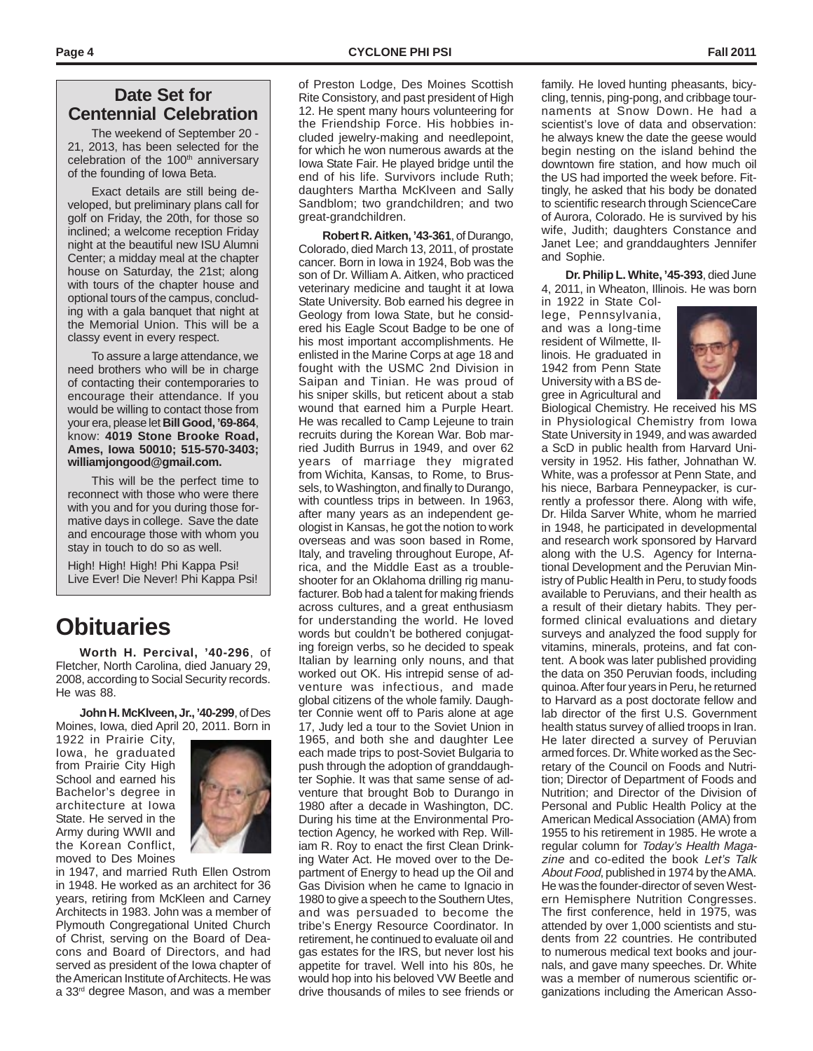## Date Set for Centennial Celebration

The weekend of September 20 - 21, 2013, has been selected for the celebration of the 100th anniversary of the founding of Iowa Beta.

Exact details are still being developed, but preliminary plans call for golf on Friday, the 20th, for those so inclined; a welcome reception Friday night at the beautiful new ISU Alumni Center; a midday meal at the chapter house on Saturday, the 21st; along with tours of the chapter house and optional tours of the campus, concluding with a gala banquet that night at the Memorial Union. This will be a classy event in every respect.

To assure a large attendance, we need brothers who will be in charge of contacting their contemporaries to encourage their attendance. If you would be willing to contact those from your era, please let **Bill Good, '69-864**, know: **4019 Stone Brooke Road, Ames, Iowa 50010; 515-570-3403; williamjongood@gmail.com.**

This will be the perfect time to reconnect with those who were there with you and for you during those formative days in college. Save the date and encourage those with whom you stay in touch to do so as well.

High! High! High! Phi Kappa Psi!
Live Ever! Die Never! Phi Kappa Psi!

# Obituaries

**Worth H. Percival, '40-296**, of Fletcher, North Carolina, died January 29, 2008, according to Social Security records. He was 88.

**John H. McKlveen, Jr., '40-299**, of Des Moines, Iowa, died April 20, 2011. Born in 1922 in Prairie City, Iowa, he graduated from Prairie City High School and earned his Bachelor's degree in architecture at Iowa State. He served in the Army during WWII and the Korean Conflict, moved to Des Moines in 1947, and married Ruth Ellen Ostrom in 1948. He worked as an architect for 36 years, retiring from McKleen and Carney Architects in 1983. John was a member of Plymouth Congregational United Church of Christ, serving on the Board of Deacons and Board of Directors, and had served as president of the Iowa chapter of the American Institute of Architects. He was a 33rd degree Mason, and was a member of Preston Lodge, Des Moines Scottish Rite Consistory, and past president of High 12. He spent many hours volunteering for the Friendship Force. His hobbies included jewelry-making and needlepoint, for which he won numerous awards at the Iowa State Fair. He played bridge until the end of his life. Survivors include Ruth; daughters Martha McKlveen and Sally Sandblom; two grandchildren; and two great-grandchildren.

**Robert R. Aitken, '43-361**, of Durango, Colorado, died March 13, 2011, of prostate cancer. Born in Iowa in 1924, Bob was the son of Dr. William A. Aitken, who practiced veterinary medicine and taught it at Iowa State University. Bob earned his degree in Geology from Iowa State, but he considered his Eagle Scout Badge to be one of his most important accomplishments. He enlisted in the Marine Corps at age 18 and fought with the USMC 2nd Division in Saipan and Tinian. He was proud of his sniper skills, but reticent about a stab wound that earned him a Purple Heart. He was recalled to Camp Lejeune to train recruits during the Korean War. Bob married Judith Burrus in 1949, and over 62 years of marriage they migrated from Wichita, Kansas, to Rome, to Brussels, to Washington, and finally to Durango, with countless trips in between. In 1963, after many years as an independent geologist in Kansas, he got the notion to work overseas and was soon based in Rome, Italy, and traveling throughout Europe, Africa, and the Middle East as a troubleshooter for an Oklahoma drilling rig manufacturer. Bob had a talent for making friends across cultures, and a great enthusiasm for understanding the world. He loved words but couldn't be bothered conjugating foreign verbs, so he decided to speak Italian by learning only nouns, and that worked out OK. His intrepid sense of adventure was infectious, and made global citizens of the whole family. Daughter Connie went off to Paris alone at age 17, Judy led a tour to the Soviet Union in 1965, and both she and daughter Lee each made trips to post-Soviet Bulgaria to push through the adoption of granddaughter Sophie. It was that same sense of adventure that brought Bob to Durango in 1980 after a decade in Washington, DC. During his time at the Environmental Protection Agency, he worked with Rep. William R. Roy to enact the first Clean Drinking Water Act. He moved over to the Department of Energy to head up the Oil and Gas Division when he came to Ignacio in 1980 to give a speech to the Southern Utes, and was persuaded to become the tribe's Energy Resource Coordinator. In retirement, he continued to evaluate oil and gas estates for the IRS, but never lost his appetite for travel. Well into his 80s, he would hop into his beloved VW Beetle and drive thousands of miles to see friends or family. He loved hunting pheasants, bicycling, tennis, ping-pong, and cribbage tournaments at Snow Down. He had a scientist's love of data and observation: he always knew the date the geese would begin nesting on the island behind the downtown fire station, and how much oil the US had imported the week before. Fittingly, he asked that his body be donated to scientific research through ScienceCare of Aurora, Colorado. He is survived by his wife, Judith; daughters Constance and Janet Lee; and granddaughters Jennifer and Sophie.

**Dr. Philip L. White, '45-393**, died June 4, 2011, in Wheaton, Illinois. He was born in 1922 in State College, Pennsylvania, and was a long-time resident of Wilmette, Illinois. He graduated in 1942 from Penn State University with a BS degree in Agricultural and Biological Chemistry. He received his MS in Physiological Chemistry from Iowa State University in 1949, and was awarded a ScD in public health from Harvard University in 1952. His father, Johnathan W. White, was a professor at Penn State, and his niece, Barbara Penneypacker, is currently a professor there. Along with wife, Dr. Hilda Sarver White, whom he married in 1948, he participated in developmental and research work sponsored by Harvard along with the U.S. Agency for International Development and the Peruvian Ministry of Public Health in Peru, to study foods available to Peruvians, and their health as a result of their dietary habits. They performed clinical evaluations and dietary surveys and analyzed the food supply for vitamins, minerals, proteins, and fat content. A book was later published providing the data on 350 Peruvian foods, including quinoa. After four years in Peru, he returned to Harvard as a post doctorate fellow and lab director of the first U.S. Government health status survey of allied troops in Iran. He later directed a survey of Peruvian armed forces. Dr. White worked as the Secretary of the Council on Foods and Nutrition; Director of Department of Foods and Nutrition; and Director of the Division of Personal and Public Health Policy at the American Medical Association (AMA) from 1955 to his retirement in 1985. He wrote a regular column for *Today's Health Magazine* and co-edited the book *Let's Talk About Food*, published in 1974 by the AMA. He was the founder-director of seven Western Hemisphere Nutrition Congresses. The first conference, held in 1975, was attended by over 1,000 scientists and students from 22 countries. He contributed to numerous medical text books and journals, and gave many speeches. Dr. White was a member of numerous scientific organizations including the American Asso-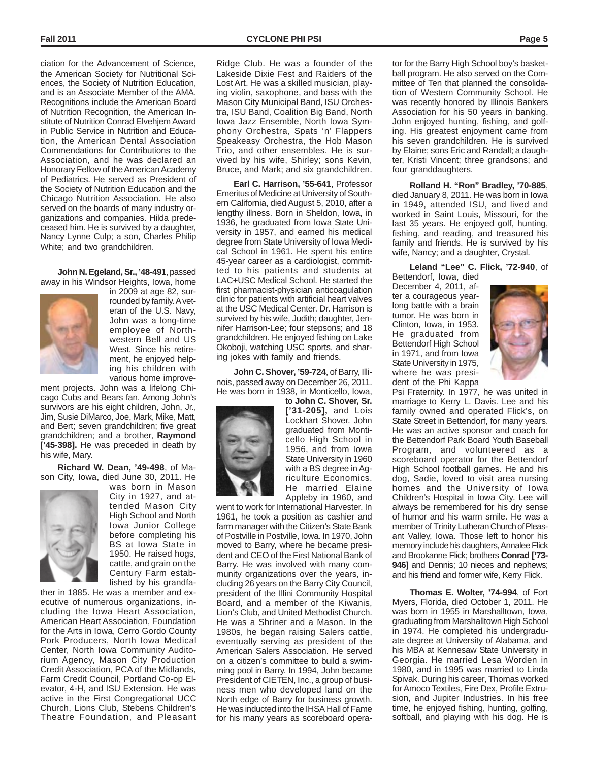ciation for the Advancement of Science, the American Society for Nutritional Sciences, the Society of Nutrition Education, and is an Associate Member of the AMA. Recognitions include the American Board of Nutrition Recognition, the American Institute of Nutrition Conrad Elvehjem Award in Public Service in Nutrition and Education, the American Dental Association Commendations for Contributions to the Association, and he was declared an Honorary Fellow of the American Academy of Pediatrics. He served as President of the Society of Nutrition Education and the Chicago Nutrition Association. He also served on the boards of many industry organizations and companies. Hilda predeceased him. He is survived by a daughter, Nancy Lynne Culp; a son, Charles Philip White; and two grandchildren.

**John N. Egeland, Sr., '48-491**, passed away in his Windsor Heights, Iowa, home in 2009 at age 82, surrounded by family. A veteran of the U.S. Navy, John was a long-time employee of Northwestern Bell and US West. Since his retirement, he enjoyed helping his children with various home improvement projects. John was a lifelong Chicago Cubs and Bears fan. Among John's survivors are his eight children, John, Jr., Jim, Susie DiMarco, Joe, Mark, Mike, Matt, and Bert; seven grandchildren; five great grandchildren; and a brother, **Raymond ['45-398].** He was preceded in death by his wife, Mary.

**Richard W. Dean, '49-498**, of Mason City, Iowa, died June 30, 2011. He was born in Mason City in 1927, and attended Mason City High School and North Iowa Junior College before completing his BS at Iowa State in 1950. He raised hogs, cattle, and grain on the Century Farm established by his grandfather in 1885. He was a member and executive of numerous organizations, including the Iowa Heart Association, American Heart Association, Foundation for the Arts in Iowa, Cerro Gordo County Pork Producers, North Iowa Medical Center, North Iowa Community Auditorium Agency, Mason City Production Credit Association, PCA of the Midlands, Farm Credit Council, Portland Co-op Elevator, 4-H, and ISU Extension. He was active in the First Congregational UCC Church, Lions Club, Stebens Children's Theatre Foundation, and Pleasant Ridge Club. He was a founder of the Lakeside Dixie Fest and Raiders of the Lost Art. He was a skilled musician, playing violin, saxophone, and bass with the Mason City Municipal Band, ISU Orchestra, ISU Band, Coalition Big Band, North Iowa Jazz Ensemble, North Iowa Symphony Orchestra, Spats 'n' Flappers Speakeasy Orchestra, the Hob Mason Trio, and other ensembles. He is survived by his wife, Shirley; sons Kevin, Bruce, and Mark; and six grandchildren.

**Earl C. Harrison, '55-641**, Professor Emeritus of Medicine at University of Southern California, died August 5, 2010, after a lengthy illness. Born in Sheldon, Iowa, in 1936, he graduated from Iowa State University in 1957, and earned his medical degree from State University of Iowa Medical School in 1961. He spent his entire 45-year career as a cardiologist, committed to his patients and students at LAC+USC Medical School. He started the first pharmacist-physician anticoagulation clinic for patients with artificial heart valves at the USC Medical Center. Dr. Harrison is survived by his wife, Judith; daughter, Jennifer Harrison-Lee; four stepsons; and 18 grandchildren. He enjoyed fishing on Lake Okoboji, watching USC sports, and sharing jokes with family and friends.

**John C. Shover, '59-724**, of Barry, Illinois, passed away on December 26, 2011. He was born in 1938, in Monticello, Iowa, to **John C. Shover, Sr. ['31-205],** and Lois Lockhart Shover. John graduated from Monticello High School in 1956, and from Iowa State University in 1960 with a BS degree in Agriculture Economics. He married Elaine Appleby in 1960, and went to work for International Harvester. In 1961, he took a position as cashier and farm manager with the Citizen's State Bank of Postville in Postville, Iowa. In 1970, John moved to Barry, where he became president and CEO of the First National Bank of Barry. He was involved with many community organizations over the years, including 26 years on the Barry City Council, president of the Illini Community Hospital Board, and a member of the Kiwanis, Lion's Club, and United Methodist Church. He was a Shriner and a Mason. In the 1980s, he began raising Salers cattle, eventually serving as president of the American Salers Association. He served on a citizen's committee to build a swimming pool in Barry. In 1994, John became President of CIETEN, Inc., a group of business men who developed land on the North edge of Barry for business growth. He was inducted into the IHSA Hall of Fame for his many years as scoreboard operator for the Barry High School boy's basketball program. He also served on the Committee of Ten that planned the consolidation of Western Community School. He was recently honored by Illinois Bankers Association for his 50 years in banking. John enjoyed hunting, fishing, and golfing. His greatest enjoyment came from his seven grandchildren. He is survived by Elaine; sons Eric and Randall; a daughter, Kristi Vincent; three grandsons; and four granddaughters.

**Rolland H. "Ron" Bradley, '70-885**, died January 8, 2011. He was born in Iowa in 1949, attended ISU, and lived and worked in Saint Louis, Missouri, for the last 35 years. He enjoyed golf, hunting, fishing, and reading, and treasured his family and friends. He is survived by his wife, Nancy; and a daughter, Crystal.

**Leland "Lee" C. Flick, '72-940**, of Bettendorf, Iowa, died December 4, 2011, after a courageous yearlong battle with a brain tumor. He was born in Clinton, Iowa, in 1953. He graduated from Bettendorf High School in 1971, and from Iowa State University in 1975, where he was president of the Phi Kappa Psi Fraternity. In 1977, he was united in marriage to Kerry L. Davis. Lee and his family owned and operated Flick's, on State Street in Bettendorf, for many years. He was an active sponsor and coach for the Bettendorf Park Board Youth Baseball Program, and volunteered as a scoreboard operator for the Bettendorf High School football games. He and his dog, Sadie, loved to visit area nursing homes and the University of Iowa Children's Hospital in Iowa City. Lee will always be remembered for his dry sense of humor and his warm smile. He was a member of Trinity Lutheran Church of Pleasant Valley, Iowa. Those left to honor his memory include his daughters, Annalee Flick and Brookanne Flick; brothers **Conrad ['73-946]** and Dennis; 10 nieces and nephews; and his friend and former wife, Kerry Flick.

**Thomas E. Wolter, '74-994**, of Fort Myers, Florida, died October 1, 2011. He was born in 1955 in Marshalltown, Iowa, graduating from Marshalltown High School in 1974. He completed his undergraduate degree at University of Alabama, and his MBA at Kennesaw State University in Georgia. He married Lesa Worden in 1980, and in 1995 was married to Linda Spivak. During his career, Thomas worked for Amoco Textiles, Fire Dex, Profile Extrusion, and Jupiter Industries. In his free time, he enjoyed fishing, hunting, golfing, softball, and playing with his dog. He is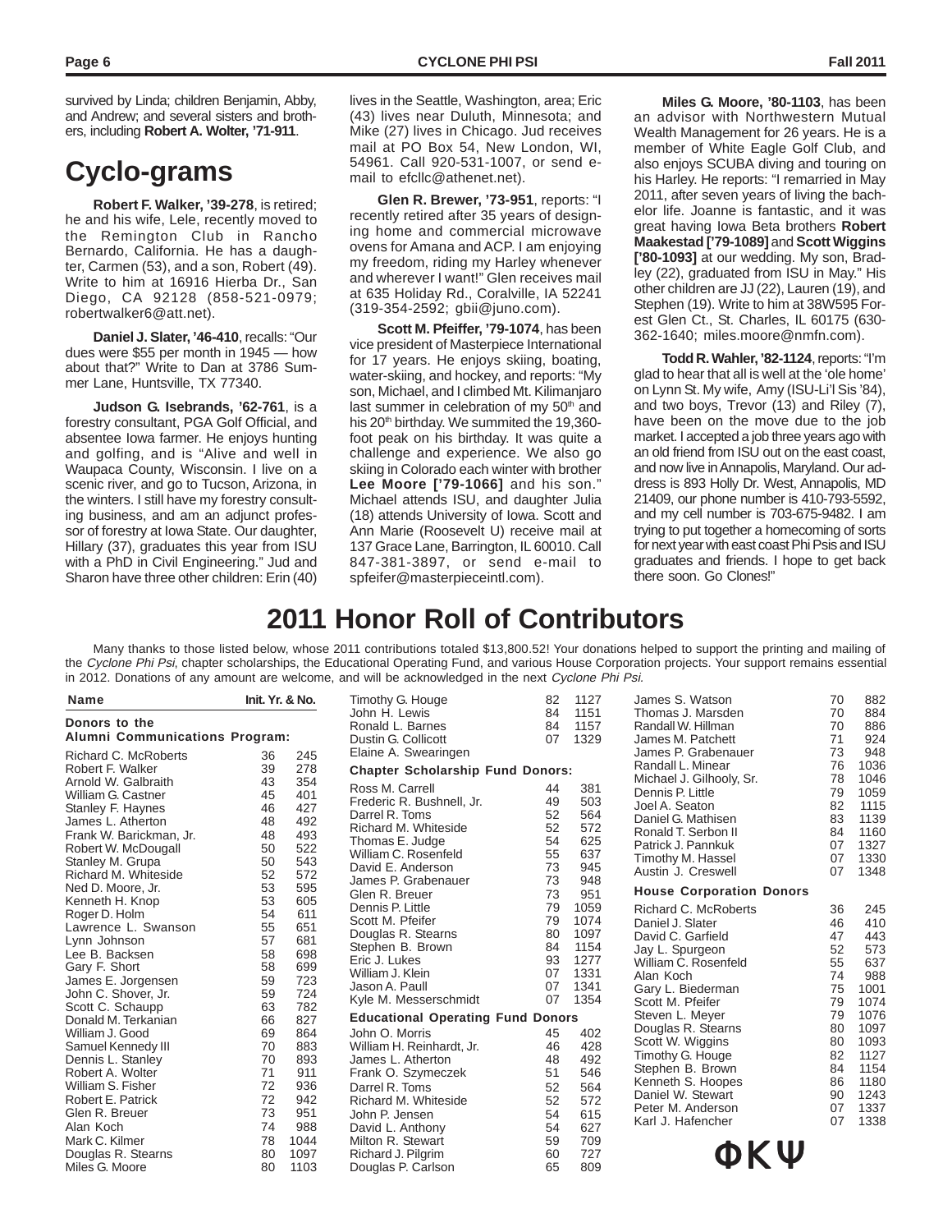survived by Linda; children Benjamin, Abby, and Andrew; and several sisters and brothers, including **Robert A. Wolter, '71-911**.

# Cyclo-grams

**Robert F. Walker, '39-278**, is retired; he and his wife, Lele, recently moved to the Remington Club in Rancho Bernardo, California. He has a daughter, Carmen (53), and a son, Robert (49). Write to him at 16916 Hierba Dr., San Diego, CA 92128 (858-521-0979; robertwalker6@att.net).

**Daniel J. Slater, '46-410**, recalls: "Our dues were $55 per month in 1945 — how about that?" Write to Dan at 3786 Summer Lane, Huntsville, TX 77340.

**Judson G. Isebrands, '62-761**, is a forestry consultant, PGA Golf Official, and absentee Iowa farmer. He enjoys hunting and golfing, and is "Alive and well in Waupaca County, Wisconsin. I live on a scenic river, and go to Tucson, Arizona, in the winters. I still have my forestry consulting business, and am an adjunct professor of forestry at Iowa State. Our daughter, Hillary (37), graduates this year from ISU with a PhD in Civil Engineering." Jud and Sharon have three other children: Erin (40) lives in the Seattle, Washington, area; Eric (43) lives near Duluth, Minnesota; and Mike (27) lives in Chicago. Jud receives mail at PO Box 54, New London, WI, 54961. Call 920-531-1007, or send e-mail to efcllc@athenet.net).

**Glen R. Brewer, '73-951**, reports: "I recently retired after 35 years of designing home and commercial microwave ovens for Amana and ACP. I am enjoying my freedom, riding my Harley whenever and wherever I want!" Glen receives mail at 635 Holiday Rd., Coralville, IA 52241 (319-354-2592; gbii@juno.com).

**Scott M. Pfeiffer, '79-1074**, has been vice president of Masterpiece International for 17 years. He enjoys skiing, boating, water-skiing, and hockey, and reports: "My son, Michael, and I climbed Mt. Kilimanjaro last summer in celebration of my 50th and his 20th birthday. We summited the 19,360-foot peak on his birthday. It was quite a challenge and experience. We also go skiing in Colorado each winter with brother **Lee Moore ['79-1066]** and his son." Michael attends ISU, and daughter Julia (18) attends University of Iowa. Scott and Ann Marie (Roosevelt U) receive mail at 137 Grace Lane, Barrington, IL 60010. Call 847-381-3897, or send e-mail to spfeifer@masterpieceintl.com).

**Miles G. Moore, '80-1103**, has been an advisor with Northwestern Mutual Wealth Management for 26 years. He is a member of White Eagle Golf Club, and also enjoys SCUBA diving and touring on his Harley. He reports: "I remarried in May 2011, after seven years of living the bachelor life. Joanne is fantastic, and it was great having Iowa Beta brothers **Robert Maakestad ['79-1089]** and **Scott Wiggins ['80-1093]** at our wedding. My son, Bradley (22), graduated from ISU in May." His other children are JJ (22), Lauren (19), and Stephen (19). Write to him at 38W595 Forest Glen Ct., St. Charles, IL 60175 (630-362-1640; miles.moore@nmfn.com).

**Todd R. Wahler, '82-1124**, reports: "I'm glad to hear that all is well at the 'ole home' on Lynn St. My wife, Amy (ISU-Li'l Sis '84), and two boys, Trevor (13) and Riley (7), have been on the move due to the job market. I accepted a job three years ago with an old friend from ISU out on the east coast, and now live in Annapolis, Maryland. Our address is 893 Holly Dr. West, Annapolis, MD 21409, our phone number is 410-793-5592, and my cell number is 703-675-9482. I am trying to put together a homecoming of sorts for next year with east coast Phi Psis and ISU graduates and friends. I hope to get back there soon. Go Clones!"

# 2011 Honor Roll of Contributors

Many thanks to those listed below, whose 2011 contributions totaled $13,800.52! Your donations helped to support the printing and mailing of the *Cyclone Phi Psi*, chapter scholarships, the Educational Operating Fund, and various House Corporation projects. Your support remains essential in 2012. Donations of any amount are welcome, and will be acknowledged in the next *Cyclone Phi Psi*.

| Name | Init. Yr. | No. |
|---|---|---|
| **Donors to the Alumni Communications Program:** | | |
| Richard C. McRoberts | 36 | 245 |
| Robert F. Walker | 39 | 278 |
| Arnold W. Galbraith | 43 | 354 |
| William G. Castner | 45 | 401 |
| Stanley F. Haynes | 46 | 427 |
| James L. Atherton | 48 | 492 |
| Frank W. Barickman, Jr. | 48 | 493 |
| Robert W. McDougall | 50 | 522 |
| Stanley M. Grupa | 50 | 543 |
| Richard M. Whiteside | 52 | 572 |
| Ned D. Moore, Jr. | 53 | 595 |
| Kenneth H. Knop | 53 | 605 |
| Roger D. Holm | 54 | 611 |
| Lawrence L. Swanson | 55 | 651 |
| Lynn Johnson | 57 | 681 |
| Lee B. Backsen | 58 | 698 |
| Gary F. Short | 58 | 699 |
| James E. Jorgensen | 59 | 723 |
| John C. Shover, Jr. | 59 | 724 |
| Scott C. Schaupp | 63 | 782 |
| Donald M. Terkanian | 66 | 827 |
| William J. Good | 69 | 864 |
| Samuel Kennedy III | 70 | 883 |
| Dennis L. Stanley | 70 | 893 |
| Robert A. Wolter | 71 | 911 |
| William S. Fisher | 72 | 936 |
| Robert E. Patrick | 72 | 942 |
| Glen R. Breuer | 73 | 951 |
| Alan Koch | 74 | 988 |
| Mark C. Kilmer | 78 | 1044 |
| Douglas R. Stearns | 80 | 1097 |
| Miles G. Moore | 80 | 1103 |
| Timothy G. Houge | 82 | 1127 |
| John H. Lewis | 84 | 1151 |
| Ronald L. Barnes | 84 | 1157 |
| Dustin G. Collicott | 07 | 1329 |
| Elaine A. Swearingen | | |
| **Chapter Scholarship Fund Donors:** | | |
| Ross M. Carrell | 44 | 381 |
| Frederic R. Bushnell, Jr. | 49 | 503 |
| Darrel R. Toms | 52 | 564 |
| Richard M. Whiteside | 52 | 572 |
| Thomas E. Judge | 54 | 625 |
| William C. Rosenfeld | 55 | 637 |
| David E. Anderson | 73 | 945 |
| James P. Grabenauer | 73 | 948 |
| Glen R. Breuer | 73 | 951 |
| Dennis P. Little | 79 | 1059 |
| Scott M. Pfeifer | 79 | 1074 |
| Douglas R. Stearns | 80 | 1097 |
| Stephen B. Brown | 84 | 1154 |
| Eric J. Lukes | 93 | 1277 |
| William J. Klein | 07 | 1331 |
| Jason A. Paull | 07 | 1341 |
| Kyle M. Messerschmidt | 07 | 1354 |
| **Educational Operating Fund Donors** | | |
| John O. Morris | 45 | 402 |
| William H. Reinhardt, Jr. | 46 | 428 |
| James L. Atherton | 48 | 492 |
| Frank O. Szymeczek | 51 | 546 |
| Darrel R. Toms | 52 | 564 |
| Richard M. Whiteside | 52 | 572 |
| John P. Jensen | 54 | 615 |
| David L. Anthony | 54 | 627 |
| Milton R. Stewart | 59 | 709 |
| Richard J. Pilgrim | 60 | 727 |
| Douglas P. Carlson | 65 | 809 |
| James S. Watson | 70 | 882 |
| Thomas J. Marsden | 70 | 884 |
| Randall W. Hillman | 70 | 886 |
| James M. Patchett | 71 | 924 |
| James P. Grabenauer | 73 | 948 |
| Randall L. Minear | 76 | 1036 |
| Michael J. Gilhooly, Sr. | 78 | 1046 |
| Dennis P. Little | 79 | 1059 |
| Joel A. Seaton | 82 | 1115 |
| Daniel G. Mathisen | 83 | 1139 |
| Ronald T. Serbon II | 84 | 1160 |
| Patrick J. Pannkuk | 07 | 1327 |
| Timothy M. Hassel | 07 | 1330 |
| Austin J. Creswell | 07 | 1348 |
| **House Corporation Donors** | | |
| Richard C. McRoberts | 36 | 245 |
| Daniel J. Slater | 46 | 410 |
| David C. Garfield | 47 | 443 |
| Jay L. Spurgeon | 52 | 573 |
| William C. Rosenfeld | 55 | 637 |
| Alan Koch | 74 | 988 |
| Gary L. Biederman | 75 | 1001 |
| Scott M. Pfeifer | 79 | 1074 |
| Steven L. Meyer | 79 | 1076 |
| Douglas R. Stearns | 80 | 1097 |
| Scott W. Wiggins | 80 | 1093 |
| Timothy G. Houge | 82 | 1127 |
| Stephen B. Brown | 84 | 1154 |
| Kenneth S. Hoopes | 86 | 1180 |
| Daniel W. Stewart | 90 | 1243 |
| Peter M. Anderson | 07 | 1337 |
| Karl J. Hafencher | 07 | 1338 |

ΦΚΨ